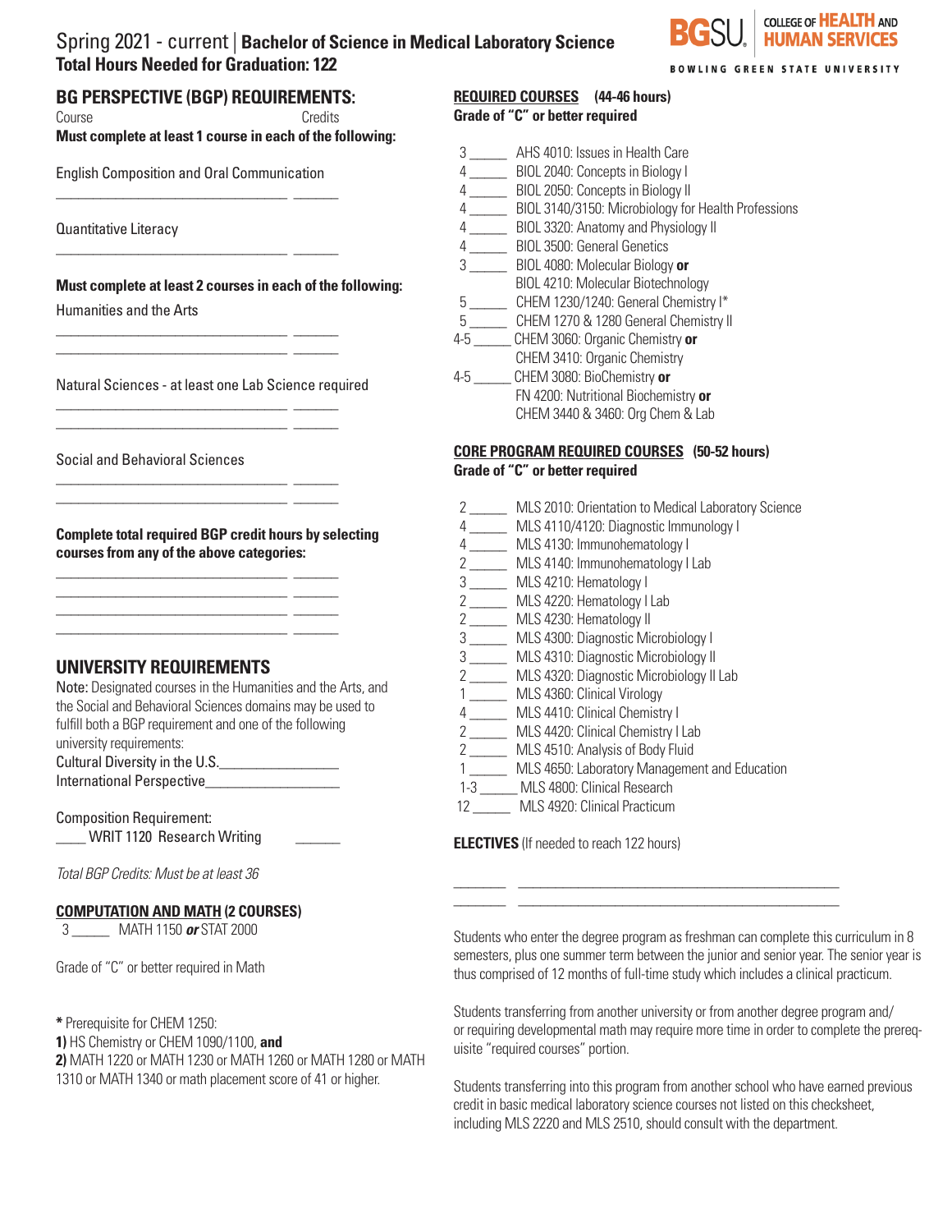# Spring 2021 - current | **Bachelor of Science in Medical Laboratory Science**
**Total Hours Needed for Graduation: 122**

BGSU COLLEGE OF HEALTH AND HUMAN SERVICES
BOWLING GREEN STATE UNIVERSITY

## BG PERSPECTIVE (BGP) REQUIREMENTS:

Course Credits

**Must complete at least 1 course in each of the following:**

English Composition and Oral Communication

_______________________________ ______

Quantitative Literacy

_______________________________ ______

**Must complete at least 2 courses in each of the following:**

Humanities and the Arts

_______________________________ ______
_______________________________ ______

Natural Sciences - at least one Lab Science required

_______________________________ ______
_______________________________ ______

Social and Behavioral Sciences

_______________________________ ______
_______________________________ ______

**Complete total required BGP credit hours by selecting courses from any of the above categories:**

_______________________________ ______
_______________________________ ______
_______________________________ ______
_______________________________ ______

## UNIVERSITY REQUIREMENTS

Note: Designated courses in the Humanities and the Arts, and the Social and Behavioral Sciences domains may be used to fulfill both a BGP requirement and one of the following university requirements:

Cultural Diversity in the U.S.________________

International Perspective__________________

Composition Requirement:

____ WRIT 1120 Research Writing ______

*Total BGP Credits: Must be at least 36*

## COMPUTATION AND MATH (2 COURSES)

3 _____ MATH 1150 ***or*** STAT 2000

Grade of "C" or better required in Math

**\*** Prerequisite for CHEM 1250:

**1)** HS Chemistry or CHEM 1090/1100, **and**

**2)** MATH 1220 or MATH 1230 or MATH 1260 or MATH 1280 or MATH 1310 or MATH 1340 or math placement score of 41 or higher.

## REQUIRED COURSES (44-46 hours)

**Grade of "C" or better required**

- 3 _____ AHS 4010: Issues in Health Care
- 4 _____ BIOL 2040: Concepts in Biology I
- 4 _____ BIOL 2050: Concepts in Biology II
- 4 _____ BIOL 3140/3150: Microbiology for Health Professions
- 4 _____ BIOL 3320: Anatomy and Physiology II
- 4 _____ BIOL 3500: General Genetics
- 3 _____ BIOL 4080: Molecular Biology **or** BIOL 4210: Molecular Biotechnology
- 5 _____ CHEM 1230/1240: General Chemistry I*
- 5 _____ CHEM 1270 & 1280 General Chemistry II
- 4-5 _____ CHEM 3060: Organic Chemistry **or** CHEM 3410: Organic Chemistry
- 4-5 _____ CHEM 3080: BioChemistry **or** FN 4200: Nutritional Biochemistry **or** CHEM 3440 & 3460: Org Chem & Lab

## CORE PROGRAM REQUIRED COURSES (50-52 hours)

**Grade of "C" or better required**

- 2 _____ MLS 2010: Orientation to Medical Laboratory Science
- 4 _____ MLS 4110/4120: Diagnostic Immunology I
- 4 _____ MLS 4130: Immunohematology I
- 2 _____ MLS 4140: Immunohematology I Lab
- 3 _____ MLS 4210: Hematology I
- 2 _____ MLS 4220: Hematology I Lab
- 2 _____ MLS 4230: Hematology II
- 3 _____ MLS 4300: Diagnostic Microbiology I
- 3 _____ MLS 4310: Diagnostic Microbiology II
- 2 _____ MLS 4320: Diagnostic Microbiology II Lab
- 1 _____ MLS 4360: Clinical Virology
- 4 _____ MLS 4410: Clinical Chemistry I
- 2 _____ MLS 4420: Clinical Chemistry I Lab
- 2 _____ MLS 4510: Analysis of Body Fluid
- 1 _____ MLS 4650: Laboratory Management and Education
- 1-3 _____ MLS 4800: Clinical Research
- 12 _____ MLS 4920: Clinical Practicum

**ELECTIVES** (If needed to reach 122 hours)

_______ _____________________________________________
_______ _____________________________________________

Students who enter the degree program as freshman can complete this curriculum in 8 semesters, plus one summer term between the junior and senior year. The senior year is thus comprised of 12 months of full-time study which includes a clinical practicum.

Students transferring from another university or from another degree program and/or requiring developmental math may require more time in order to complete the prerequisite "required courses" portion.

Students transferring into this program from another school who have earned previous credit in basic medical laboratory science courses not listed on this checksheet, including MLS 2220 and MLS 2510, should consult with the department.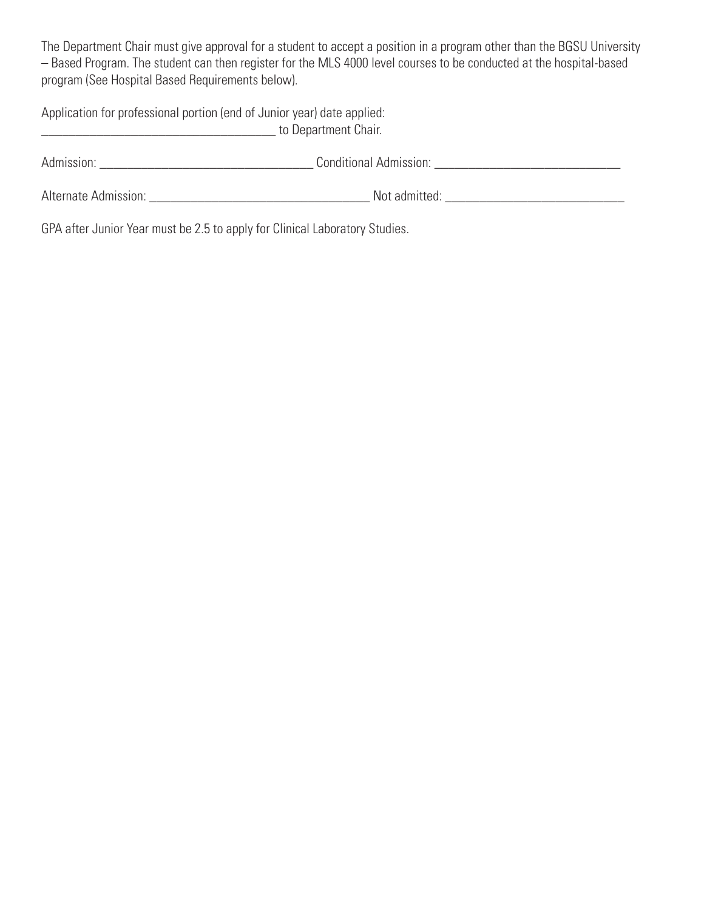The Department Chair must give approval for a student to accept a position in a program other than the BGSU University – Based Program. The student can then register for the MLS 4000 level courses to be conducted at the hospital-based program (See Hospital Based Requirements below).

Application for professional portion (end of Junior year) date applied:
_________________________________ to Department Chair.

Admission: ______________________________ Conditional Admission: __________________________

Alternate Admission: ______________________________ Not admitted: __________________________

GPA after Junior Year must be 2.5 to apply for Clinical Laboratory Studies.